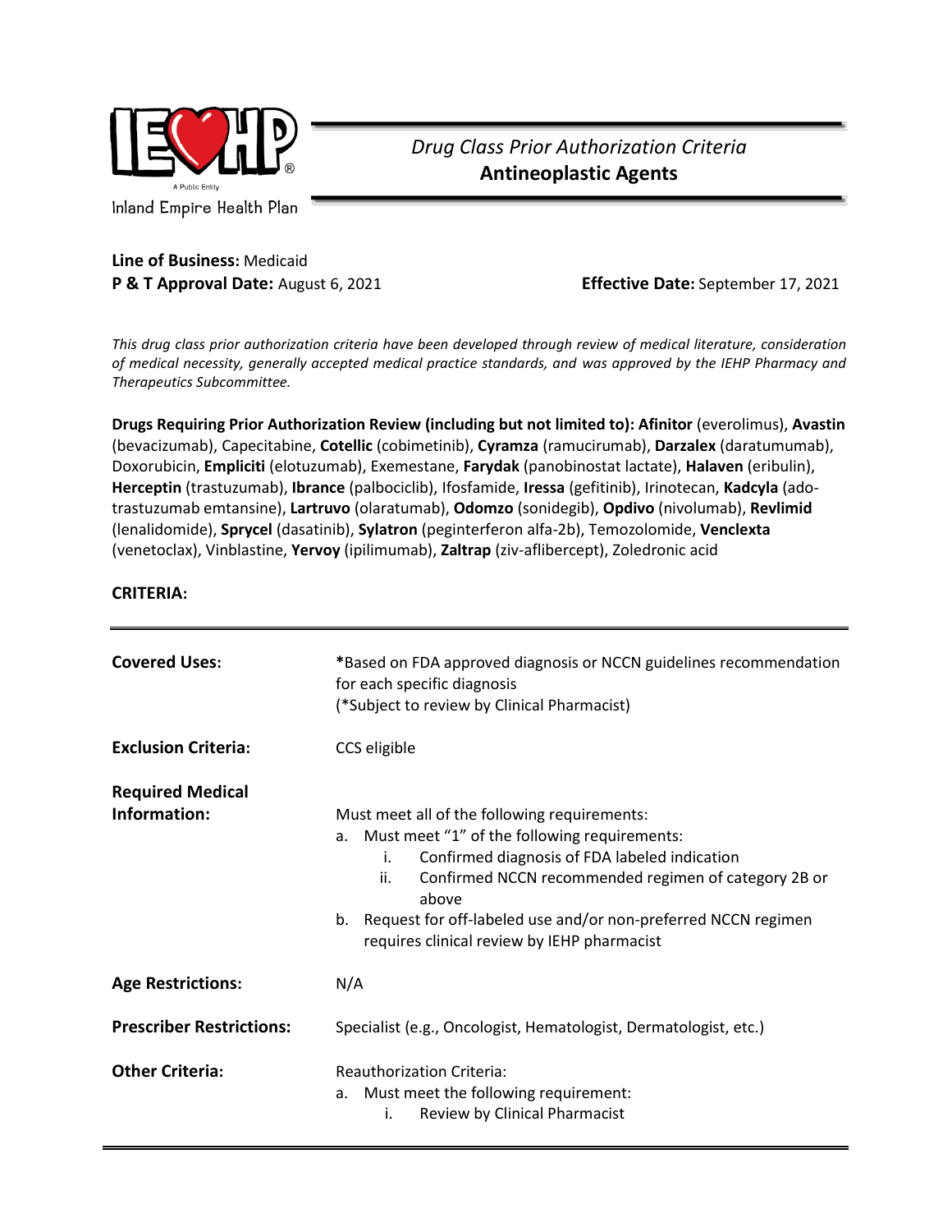Inland Empire Health Plan

*Drug Class Prior Authorization Criteria*

# Antineoplastic Agents

**Line of Business:** Medicaid
**P & T Approval Date:** August 6, 2021 **Effective Date:** September 17, 2021

*This drug class prior authorization criteria have been developed through review of medical literature, consideration of medical necessity, generally accepted medical practice standards, and was approved by the IEHP Pharmacy and Therapeutics Subcommittee.*

**Drugs Requiring Prior Authorization Review (including but not limited to): Afinitor** (everolimus), **Avastin** (bevacizumab), Capecitabine, **Cotellic** (cobimetinib), **Cyramza** (ramucirumab), **Darzalex** (daratumumab), Doxorubicin, **Empliciti** (elotuzumab), Exemestane, **Farydak** (panobinostat lactate), **Halaven** (eribulin), **Herceptin** (trastuzumab), **Ibrance** (palbociclib), Ifosfamide, **Iressa** (gefitinib), Irinotecan, **Kadcyla** (ado-trastuzumab emtansine), **Lartruvo** (olaratumab), **Odomzo** (sonidegib), **Opdivo** (nivolumab), **Revlimid** (lenalidomide), **Sprycel** (dasatinib), **Sylatron** (peginterferon alfa-2b), Temozolomide, **Venclexta** (venetoclax), Vinblastine, **Yervoy** (ipilimumab), **Zaltrap** (ziv-aflibercept), Zoledronic acid

**CRITERIA:**

| | |
|---|---|
| **Covered Uses:** | *Based on FDA approved diagnosis or NCCN guidelines recommendation for each specific diagnosis<br>(*Subject to review by Clinical Pharmacist) |
| **Exclusion Criteria:** | CCS eligible |
| **Required Medical Information:** | Must meet all of the following requirements:<br>a. Must meet "1" of the following requirements:<br>i. Confirmed diagnosis of FDA labeled indication<br>ii. Confirmed NCCN recommended regimen of category 2B or above<br>b. Request for off-labeled use and/or non-preferred NCCN regimen requires clinical review by IEHP pharmacist |
| **Age Restrictions:** | N/A |
| **Prescriber Restrictions:** | Specialist (e.g., Oncologist, Hematologist, Dermatologist, etc.) |
| **Other Criteria:** | Reauthorization Criteria:<br>a. Must meet the following requirement:<br>i. Review by Clinical Pharmacist |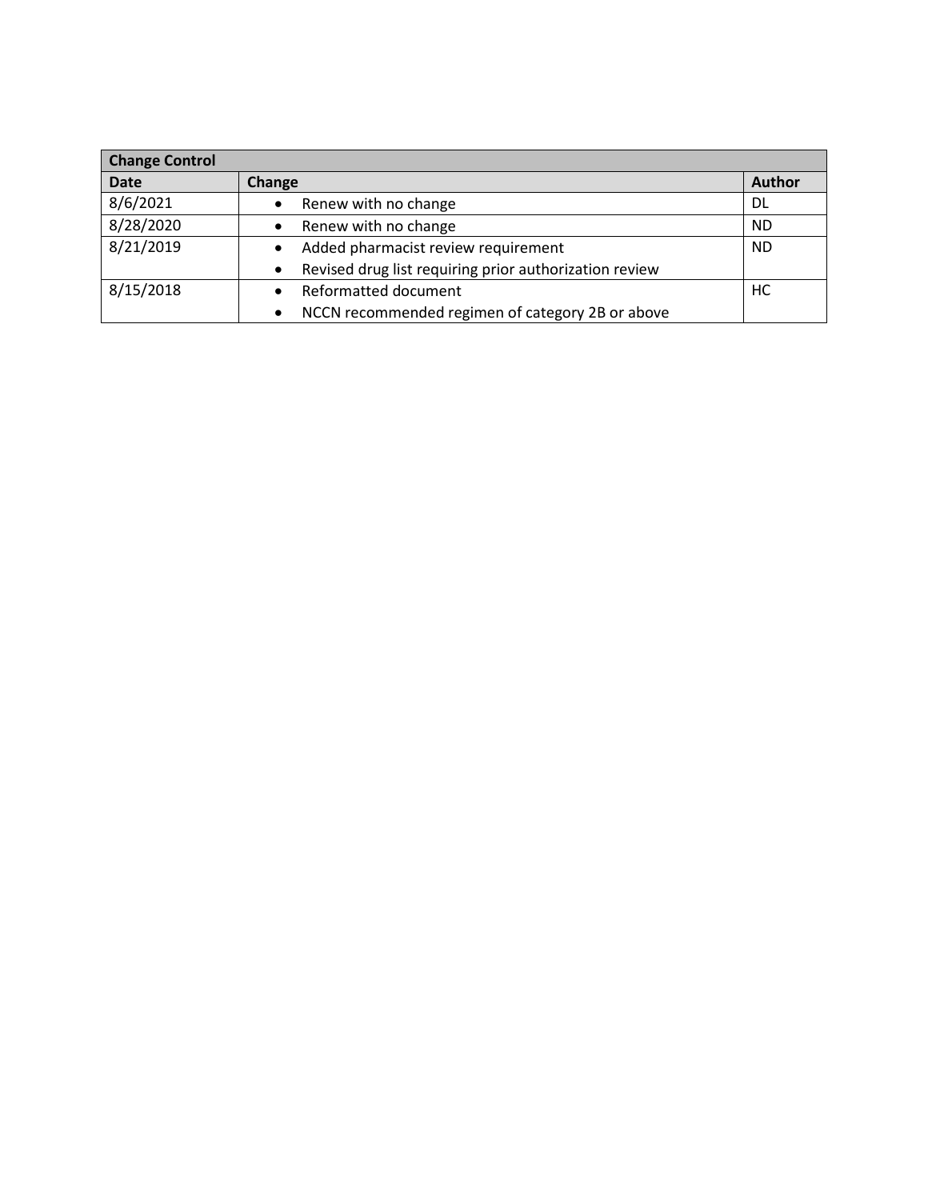| Change Control | | |
| --- | --- | --- |
| **Date** | **Change** | **Author** |
| 8/6/2021 | • Renew with no change | DL |
| 8/28/2020 | • Renew with no change | ND |
| 8/21/2019 | • Added pharmacist review requirement<br>• Revised drug list requiring prior authorization review | ND |
| 8/15/2018 | • Reformatted document<br>• NCCN recommended regimen of category 2B or above | HC |